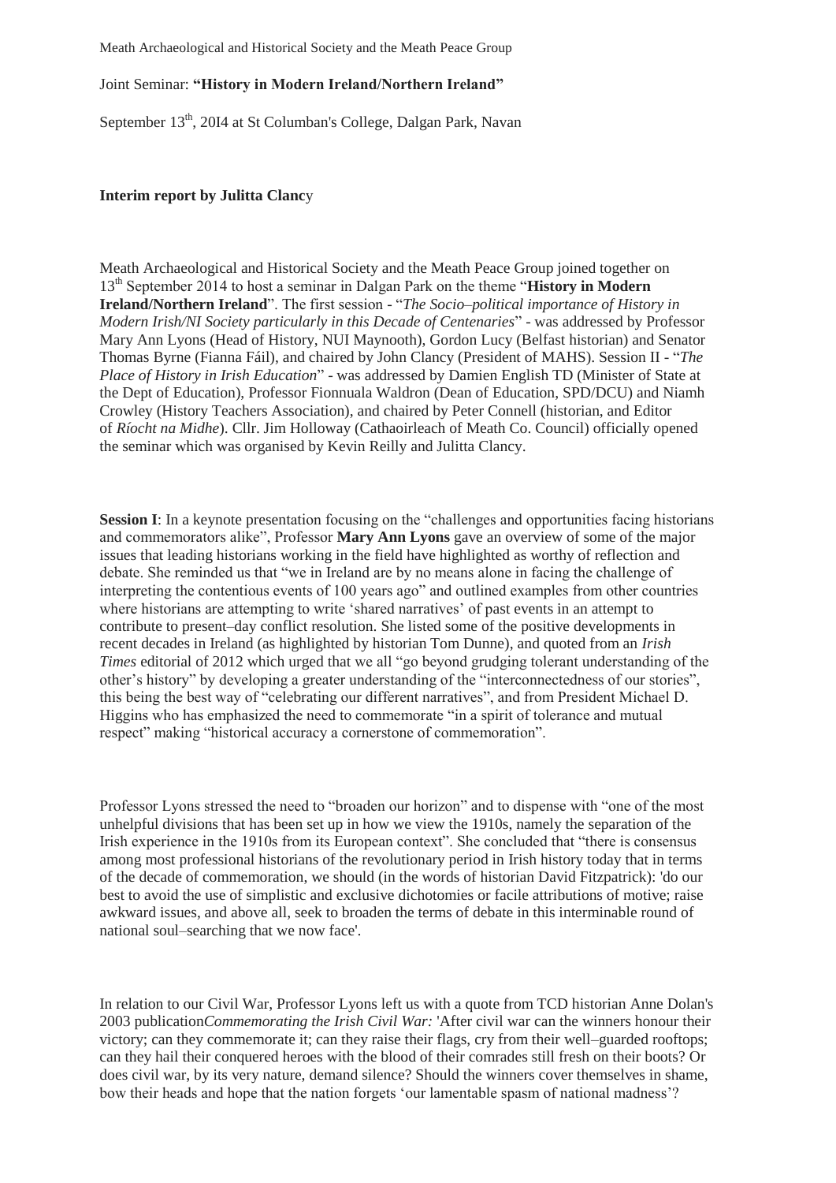Meath Archaeological and Historical Society and the Meath Peace Group

Joint Seminar: **"History in Modern Ireland/Northern Ireland"**

September 13th, 20I4 at St Columban's College, Dalgan Park, Navan

**Interim report by Julitta Clancy**

Meath Archaeological and Historical Society and the Meath Peace Group joined together on 13th September 2014 to host a seminar in Dalgan Park on the theme "**History in Modern Ireland/Northern Ireland**". The first session - "*The Socio–political importance of History in Modern Irish/NI Society particularly in this Decade of Centenaries*" - was addressed by Professor Mary Ann Lyons (Head of History, NUI Maynooth), Gordon Lucy (Belfast historian) and Senator Thomas Byrne (Fianna Fáil), and chaired by John Clancy (President of MAHS). Session II - "*The Place of History in Irish Education*" - was addressed by Damien English TD (Minister of State at the Dept of Education), Professor Fionnuala Waldron (Dean of Education, SPD/DCU) and Niamh Crowley (History Teachers Association), and chaired by Peter Connell (historian, and Editor of *Ríocht na Midhe*). Cllr. Jim Holloway (Cathaoirleach of Meath Co. Council) officially opened the seminar which was organised by Kevin Reilly and Julitta Clancy.

**Session I**: In a keynote presentation focusing on the "challenges and opportunities facing historians and commemorators alike", Professor **Mary Ann Lyons** gave an overview of some of the major issues that leading historians working in the field have highlighted as worthy of reflection and debate. She reminded us that "we in Ireland are by no means alone in facing the challenge of interpreting the contentious events of 100 years ago" and outlined examples from other countries where historians are attempting to write 'shared narratives' of past events in an attempt to contribute to present–day conflict resolution. She listed some of the positive developments in recent decades in Ireland (as highlighted by historian Tom Dunne), and quoted from an *Irish Times* editorial of 2012 which urged that we all "go beyond grudging tolerant understanding of the other's history" by developing a greater understanding of the "interconnectedness of our stories", this being the best way of "celebrating our different narratives", and from President Michael D. Higgins who has emphasized the need to commemorate "in a spirit of tolerance and mutual respect" making "historical accuracy a cornerstone of commemoration".

Professor Lyons stressed the need to "broaden our horizon" and to dispense with "one of the most unhelpful divisions that has been set up in how we view the 1910s, namely the separation of the Irish experience in the 1910s from its European context". She concluded that "there is consensus among most professional historians of the revolutionary period in Irish history today that in terms of the decade of commemoration, we should (in the words of historian David Fitzpatrick): 'do our best to avoid the use of simplistic and exclusive dichotomies or facile attributions of motive; raise awkward issues, and above all, seek to broaden the terms of debate in this interminable round of national soul–searching that we now face'.

In relation to our Civil War, Professor Lyons left us with a quote from TCD historian Anne Dolan's 2003 publication*Commemorating the Irish Civil War:* 'After civil war can the winners honour their victory; can they commemorate it; can they raise their flags, cry from their well–guarded rooftops; can they hail their conquered heroes with the blood of their comrades still fresh on their boots? Or does civil war, by its very nature, demand silence? Should the winners cover themselves in shame, bow their heads and hope that the nation forgets 'our lamentable spasm of national madness'?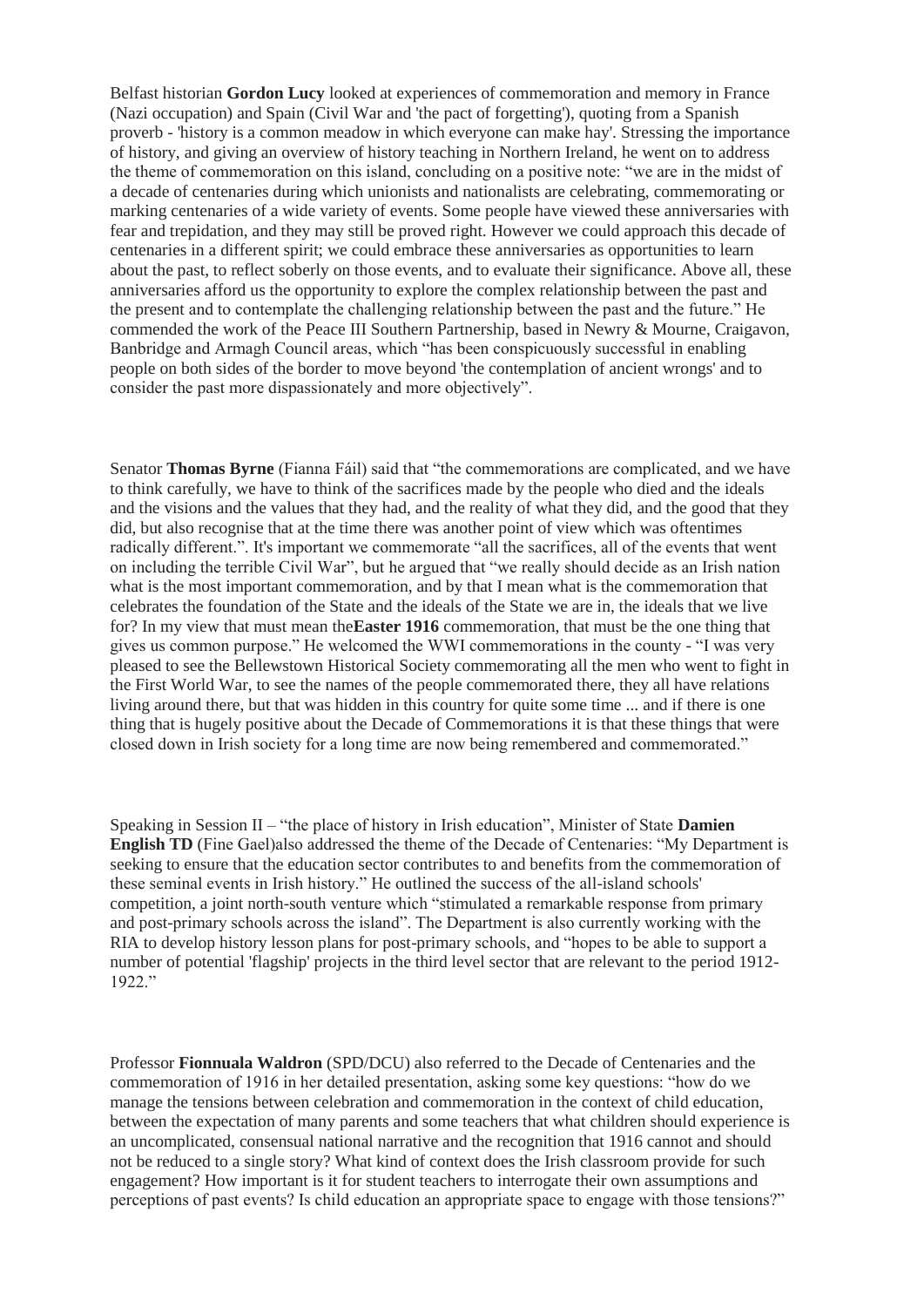Belfast historian **Gordon Lucy** looked at experiences of commemoration and memory in France (Nazi occupation) and Spain (Civil War and 'the pact of forgetting'), quoting from a Spanish proverb - 'history is a common meadow in which everyone can make hay'. Stressing the importance of history, and giving an overview of history teaching in Northern Ireland, he went on to address the theme of commemoration on this island, concluding on a positive note: "we are in the midst of a decade of centenaries during which unionists and nationalists are celebrating, commemorating or marking centenaries of a wide variety of events. Some people have viewed these anniversaries with fear and trepidation, and they may still be proved right. However we could approach this decade of centenaries in a different spirit; we could embrace these anniversaries as opportunities to learn about the past, to reflect soberly on those events, and to evaluate their significance. Above all, these anniversaries afford us the opportunity to explore the complex relationship between the past and the present and to contemplate the challenging relationship between the past and the future." He commended the work of the Peace III Southern Partnership, based in Newry & Mourne, Craigavon, Banbridge and Armagh Council areas, which "has been conspicuously successful in enabling people on both sides of the border to move beyond 'the contemplation of ancient wrongs' and to consider the past more dispassionately and more objectively".

Senator **Thomas Byrne** (Fianna Fáil) said that "the commemorations are complicated, and we have to think carefully, we have to think of the sacrifices made by the people who died and the ideals and the visions and the values that they had, and the reality of what they did, and the good that they did, but also recognise that at the time there was another point of view which was oftentimes radically different.". It's important we commemorate "all the sacrifices, all of the events that went on including the terrible Civil War", but he argued that "we really should decide as an Irish nation what is the most important commemoration, and by that I mean what is the commemoration that celebrates the foundation of the State and the ideals of the State we are in, the ideals that we live for? In my view that must mean the**Easter 1916** commemoration, that must be the one thing that gives us common purpose." He welcomed the WWI commemorations in the county - "I was very pleased to see the Bellewstown Historical Society commemorating all the men who went to fight in the First World War, to see the names of the people commemorated there, they all have relations living around there, but that was hidden in this country for quite some time ... and if there is one thing that is hugely positive about the Decade of Commemorations it is that these things that were closed down in Irish society for a long time are now being remembered and commemorated."

Speaking in Session II – "the place of history in Irish education", Minister of State **Damien English TD** (Fine Gael)also addressed the theme of the Decade of Centenaries: "My Department is seeking to ensure that the education sector contributes to and benefits from the commemoration of these seminal events in Irish history." He outlined the success of the all-island schools' competition, a joint north-south venture which "stimulated a remarkable response from primary and post-primary schools across the island". The Department is also currently working with the RIA to develop history lesson plans for post-primary schools, and "hopes to be able to support a number of potential 'flagship' projects in the third level sector that are relevant to the period 1912-1922."

Professor **Fionnuala Waldron** (SPD/DCU) also referred to the Decade of Centenaries and the commemoration of 1916 in her detailed presentation, asking some key questions: "how do we manage the tensions between celebration and commemoration in the context of child education, between the expectation of many parents and some teachers that what children should experience is an uncomplicated, consensual national narrative and the recognition that 1916 cannot and should not be reduced to a single story? What kind of context does the Irish classroom provide for such engagement? How important is it for student teachers to interrogate their own assumptions and perceptions of past events? Is child education an appropriate space to engage with those tensions?"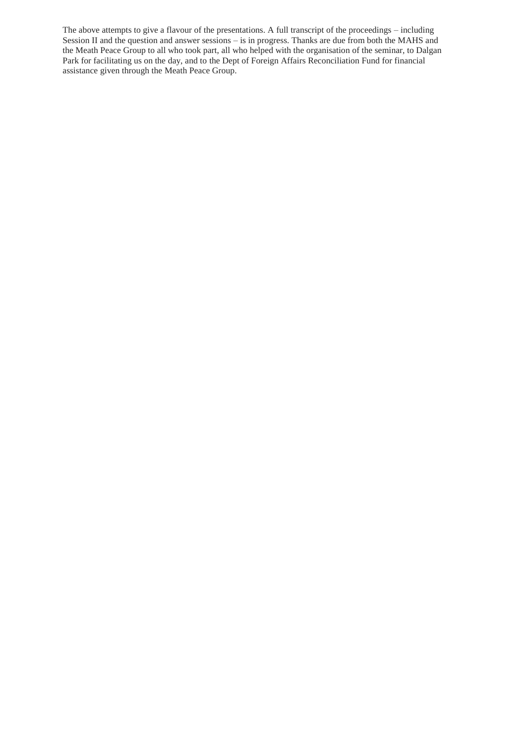The above attempts to give a flavour of the presentations. A full transcript of the proceedings – including Session II and the question and answer sessions – is in progress. Thanks are due from both the MAHS and the Meath Peace Group to all who took part, all who helped with the organisation of the seminar, to Dalgan Park for facilitating us on the day, and to the Dept of Foreign Affairs Reconciliation Fund for financial assistance given through the Meath Peace Group.